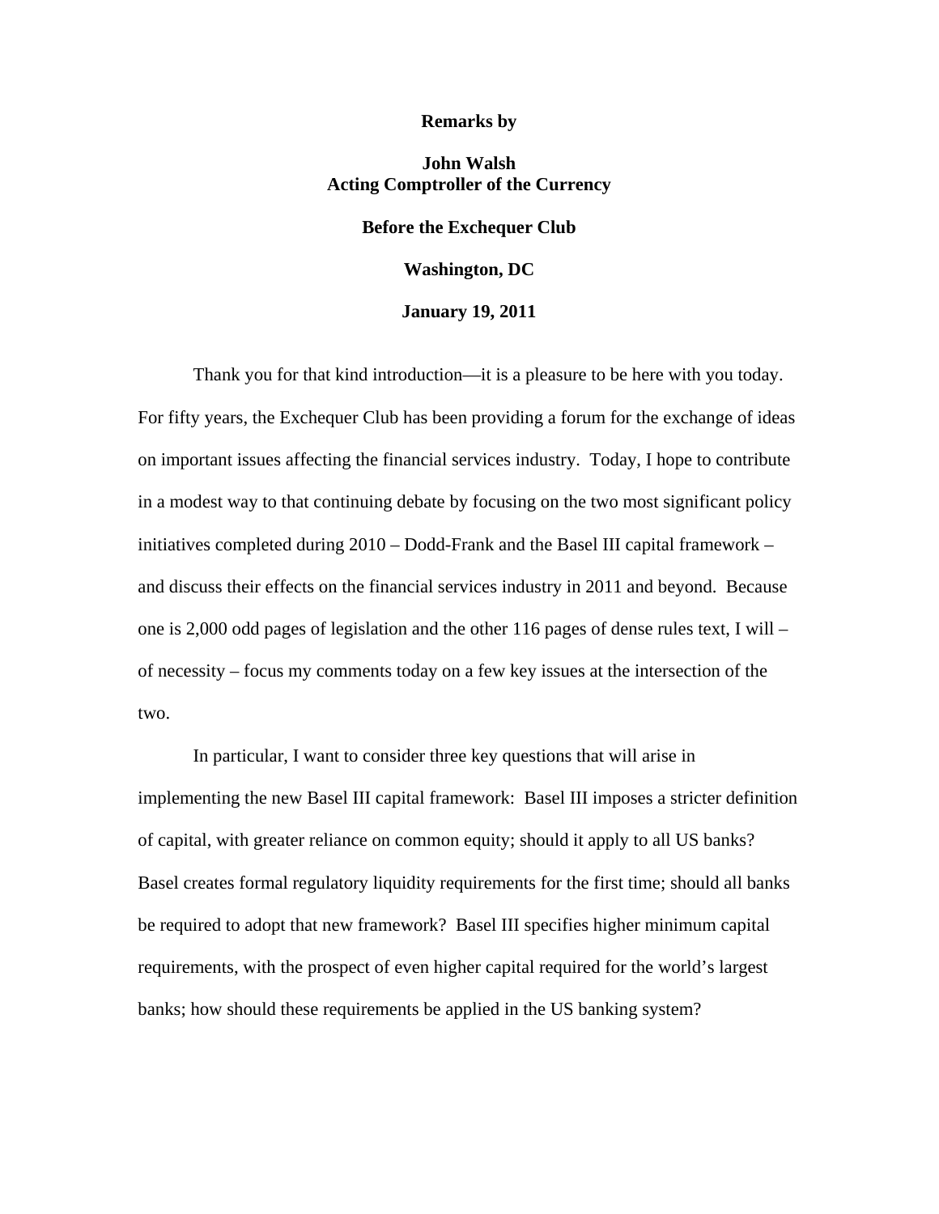**Remarks by**

**John Walsh**
**Acting Comptroller of the Currency**

**Before the Exchequer Club**

**Washington, DC**

**January 19, 2011**

Thank you for that kind introduction—it is a pleasure to be here with you today. For fifty years, the Exchequer Club has been providing a forum for the exchange of ideas on important issues affecting the financial services industry. Today, I hope to contribute in a modest way to that continuing debate by focusing on the two most significant policy initiatives completed during 2010 – Dodd-Frank and the Basel III capital framework – and discuss their effects on the financial services industry in 2011 and beyond. Because one is 2,000 odd pages of legislation and the other 116 pages of dense rules text, I will – of necessity – focus my comments today on a few key issues at the intersection of the two.

In particular, I want to consider three key questions that will arise in implementing the new Basel III capital framework: Basel III imposes a stricter definition of capital, with greater reliance on common equity; should it apply to all US banks? Basel creates formal regulatory liquidity requirements for the first time; should all banks be required to adopt that new framework? Basel III specifies higher minimum capital requirements, with the prospect of even higher capital required for the world's largest banks; how should these requirements be applied in the US banking system?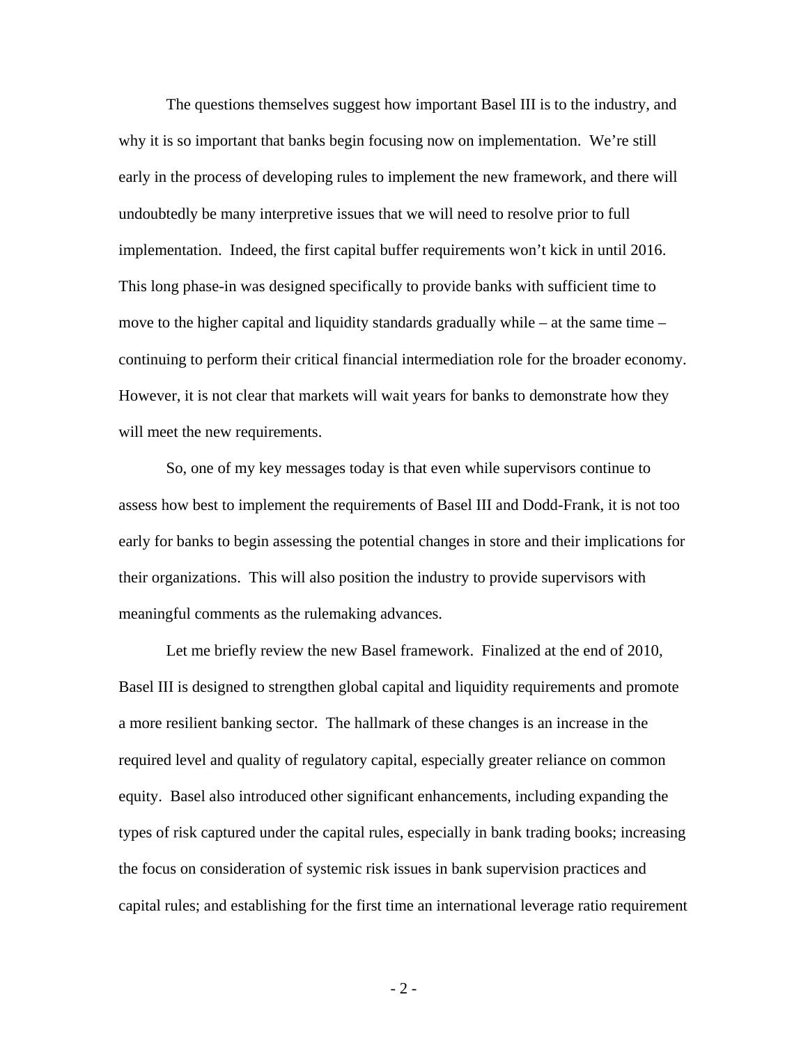The questions themselves suggest how important Basel III is to the industry, and why it is so important that banks begin focusing now on implementation. We're still early in the process of developing rules to implement the new framework, and there will undoubtedly be many interpretive issues that we will need to resolve prior to full implementation. Indeed, the first capital buffer requirements won't kick in until 2016. This long phase-in was designed specifically to provide banks with sufficient time to move to the higher capital and liquidity standards gradually while – at the same time – continuing to perform their critical financial intermediation role for the broader economy. However, it is not clear that markets will wait years for banks to demonstrate how they will meet the new requirements.

So, one of my key messages today is that even while supervisors continue to assess how best to implement the requirements of Basel III and Dodd-Frank, it is not too early for banks to begin assessing the potential changes in store and their implications for their organizations. This will also position the industry to provide supervisors with meaningful comments as the rulemaking advances.

Let me briefly review the new Basel framework. Finalized at the end of 2010, Basel III is designed to strengthen global capital and liquidity requirements and promote a more resilient banking sector. The hallmark of these changes is an increase in the required level and quality of regulatory capital, especially greater reliance on common equity. Basel also introduced other significant enhancements, including expanding the types of risk captured under the capital rules, especially in bank trading books; increasing the focus on consideration of systemic risk issues in bank supervision practices and capital rules; and establishing for the first time an international leverage ratio requirement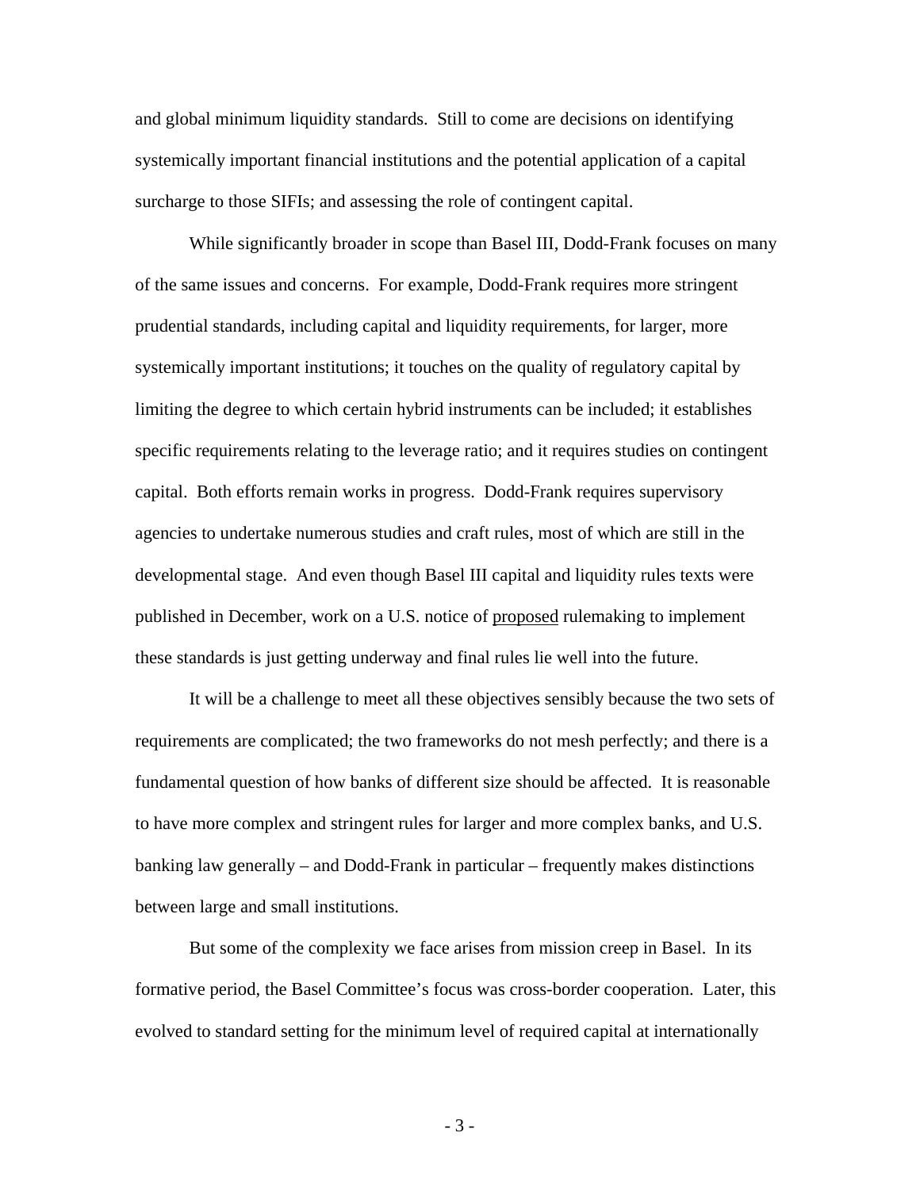and global minimum liquidity standards. Still to come are decisions on identifying systemically important financial institutions and the potential application of a capital surcharge to those SIFIs; and assessing the role of contingent capital.

While significantly broader in scope than Basel III, Dodd-Frank focuses on many of the same issues and concerns. For example, Dodd-Frank requires more stringent prudential standards, including capital and liquidity requirements, for larger, more systemically important institutions; it touches on the quality of regulatory capital by limiting the degree to which certain hybrid instruments can be included; it establishes specific requirements relating to the leverage ratio; and it requires studies on contingent capital. Both efforts remain works in progress. Dodd-Frank requires supervisory agencies to undertake numerous studies and craft rules, most of which are still in the developmental stage. And even though Basel III capital and liquidity rules texts were published in December, work on a U.S. notice of <u>proposed</u> rulemaking to implement these standards is just getting underway and final rules lie well into the future.

It will be a challenge to meet all these objectives sensibly because the two sets of requirements are complicated; the two frameworks do not mesh perfectly; and there is a fundamental question of how banks of different size should be affected. It is reasonable to have more complex and stringent rules for larger and more complex banks, and U.S. banking law generally – and Dodd-Frank in particular – frequently makes distinctions between large and small institutions.

But some of the complexity we face arises from mission creep in Basel. In its formative period, the Basel Committee's focus was cross-border cooperation. Later, this evolved to standard setting for the minimum level of required capital at internationally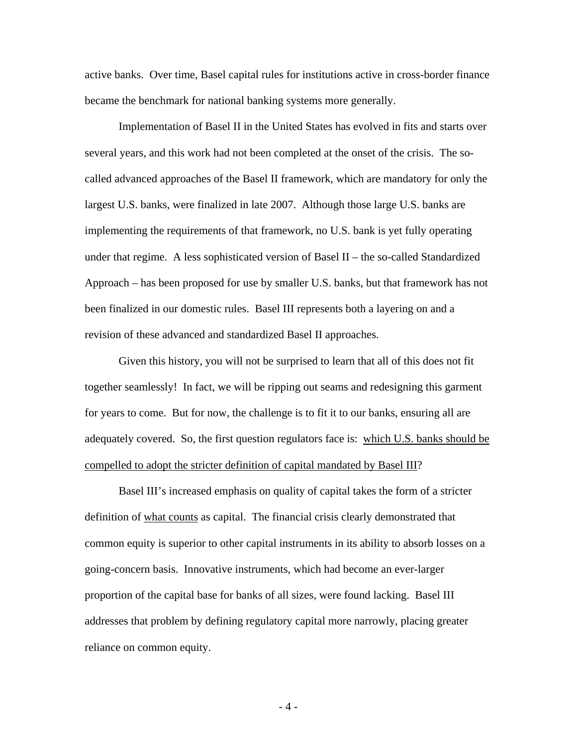active banks. Over time, Basel capital rules for institutions active in cross-border finance became the benchmark for national banking systems more generally.

Implementation of Basel II in the United States has evolved in fits and starts over several years, and this work had not been completed at the onset of the crisis. The so-called advanced approaches of the Basel II framework, which are mandatory for only the largest U.S. banks, were finalized in late 2007. Although those large U.S. banks are implementing the requirements of that framework, no U.S. bank is yet fully operating under that regime. A less sophisticated version of Basel II – the so-called Standardized Approach – has been proposed for use by smaller U.S. banks, but that framework has not been finalized in our domestic rules. Basel III represents both a layering on and a revision of these advanced and standardized Basel II approaches.

Given this history, you will not be surprised to learn that all of this does not fit together seamlessly! In fact, we will be ripping out seams and redesigning this garment for years to come. But for now, the challenge is to fit it to our banks, ensuring all are adequately covered. So, the first question regulators face is: <u>which U.S. banks should be compelled to adopt the stricter definition of capital mandated by Basel III</u>?

Basel III's increased emphasis on quality of capital takes the form of a stricter definition of <u>what counts</u> as capital. The financial crisis clearly demonstrated that common equity is superior to other capital instruments in its ability to absorb losses on a going-concern basis. Innovative instruments, which had become an ever-larger proportion of the capital base for banks of all sizes, were found lacking. Basel III addresses that problem by defining regulatory capital more narrowly, placing greater reliance on common equity.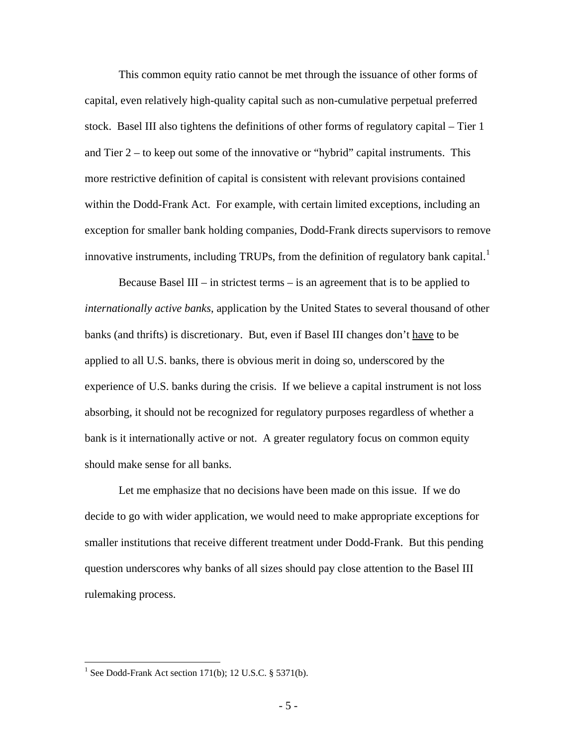This common equity ratio cannot be met through the issuance of other forms of capital, even relatively high-quality capital such as non-cumulative perpetual preferred stock. Basel III also tightens the definitions of other forms of regulatory capital – Tier 1 and Tier 2 – to keep out some of the innovative or "hybrid" capital instruments. This more restrictive definition of capital is consistent with relevant provisions contained within the Dodd-Frank Act. For example, with certain limited exceptions, including an exception for smaller bank holding companies, Dodd-Frank directs supervisors to remove innovative instruments, including TRUPs, from the definition of regulatory bank capital.[1]

Because Basel III – in strictest terms – is an agreement that is to be applied to *internationally active banks*, application by the United States to several thousand of other banks (and thrifts) is discretionary. But, even if Basel III changes don't <u>have</u> to be applied to all U.S. banks, there is obvious merit in doing so, underscored by the experience of U.S. banks during the crisis. If we believe a capital instrument is not loss absorbing, it should not be recognized for regulatory purposes regardless of whether a bank is it internationally active or not. A greater regulatory focus on common equity should make sense for all banks.

Let me emphasize that no decisions have been made on this issue. If we do decide to go with wider application, we would need to make appropriate exceptions for smaller institutions that receive different treatment under Dodd-Frank. But this pending question underscores why banks of all sizes should pay close attention to the Basel III rulemaking process.

---

[1] See Dodd-Frank Act section 171(b); 12 U.S.C. § 5371(b).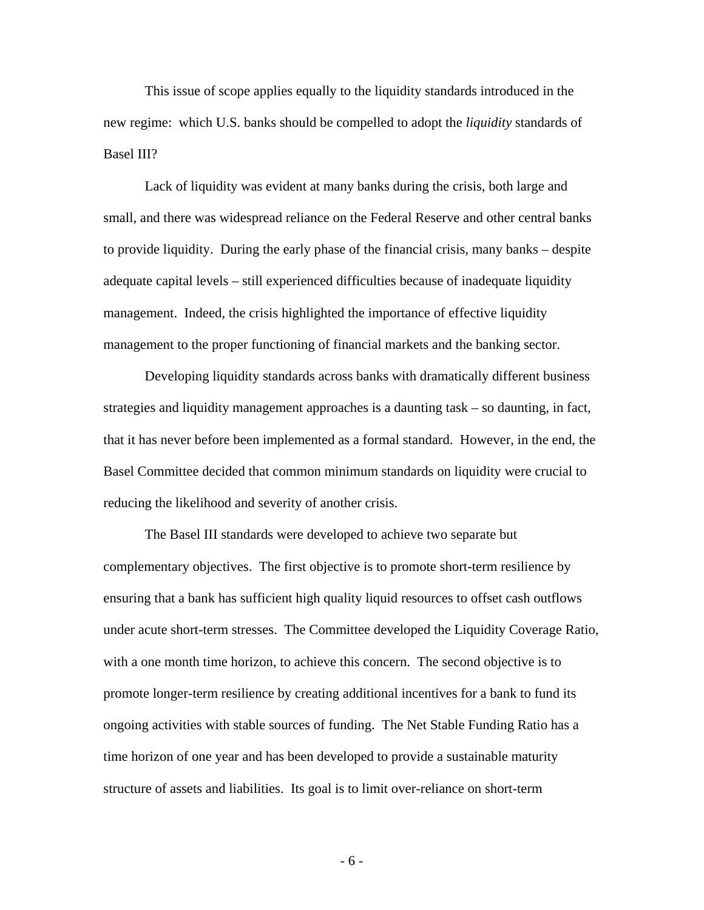This issue of scope applies equally to the liquidity standards introduced in the new regime: which U.S. banks should be compelled to adopt the *liquidity* standards of Basel III?

Lack of liquidity was evident at many banks during the crisis, both large and small, and there was widespread reliance on the Federal Reserve and other central banks to provide liquidity. During the early phase of the financial crisis, many banks – despite adequate capital levels – still experienced difficulties because of inadequate liquidity management. Indeed, the crisis highlighted the importance of effective liquidity management to the proper functioning of financial markets and the banking sector.

Developing liquidity standards across banks with dramatically different business strategies and liquidity management approaches is a daunting task – so daunting, in fact, that it has never before been implemented as a formal standard. However, in the end, the Basel Committee decided that common minimum standards on liquidity were crucial to reducing the likelihood and severity of another crisis.

The Basel III standards were developed to achieve two separate but complementary objectives. The first objective is to promote short-term resilience by ensuring that a bank has sufficient high quality liquid resources to offset cash outflows under acute short-term stresses. The Committee developed the Liquidity Coverage Ratio, with a one month time horizon, to achieve this concern. The second objective is to promote longer-term resilience by creating additional incentives for a bank to fund its ongoing activities with stable sources of funding. The Net Stable Funding Ratio has a time horizon of one year and has been developed to provide a sustainable maturity structure of assets and liabilities. Its goal is to limit over-reliance on short-term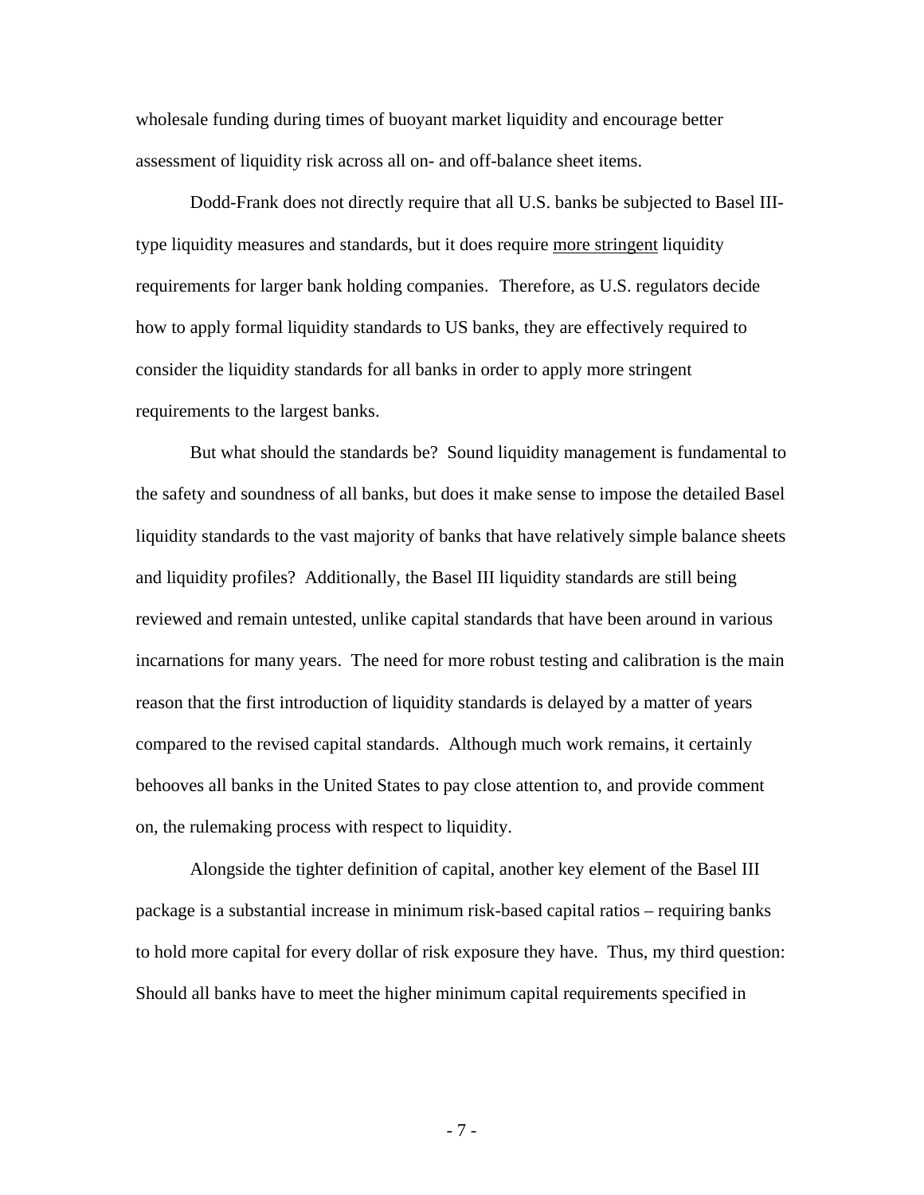wholesale funding during times of buoyant market liquidity and encourage better assessment of liquidity risk across all on- and off-balance sheet items.

Dodd-Frank does not directly require that all U.S. banks be subjected to Basel III-type liquidity measures and standards, but it does require <u>more stringent</u> liquidity requirements for larger bank holding companies. Therefore, as U.S. regulators decide how to apply formal liquidity standards to US banks, they are effectively required to consider the liquidity standards for all banks in order to apply more stringent requirements to the largest banks.

But what should the standards be? Sound liquidity management is fundamental to the safety and soundness of all banks, but does it make sense to impose the detailed Basel liquidity standards to the vast majority of banks that have relatively simple balance sheets and liquidity profiles? Additionally, the Basel III liquidity standards are still being reviewed and remain untested, unlike capital standards that have been around in various incarnations for many years. The need for more robust testing and calibration is the main reason that the first introduction of liquidity standards is delayed by a matter of years compared to the revised capital standards. Although much work remains, it certainly behooves all banks in the United States to pay close attention to, and provide comment on, the rulemaking process with respect to liquidity.

Alongside the tighter definition of capital, another key element of the Basel III package is a substantial increase in minimum risk-based capital ratios – requiring banks to hold more capital for every dollar of risk exposure they have. Thus, my third question: Should all banks have to meet the higher minimum capital requirements specified in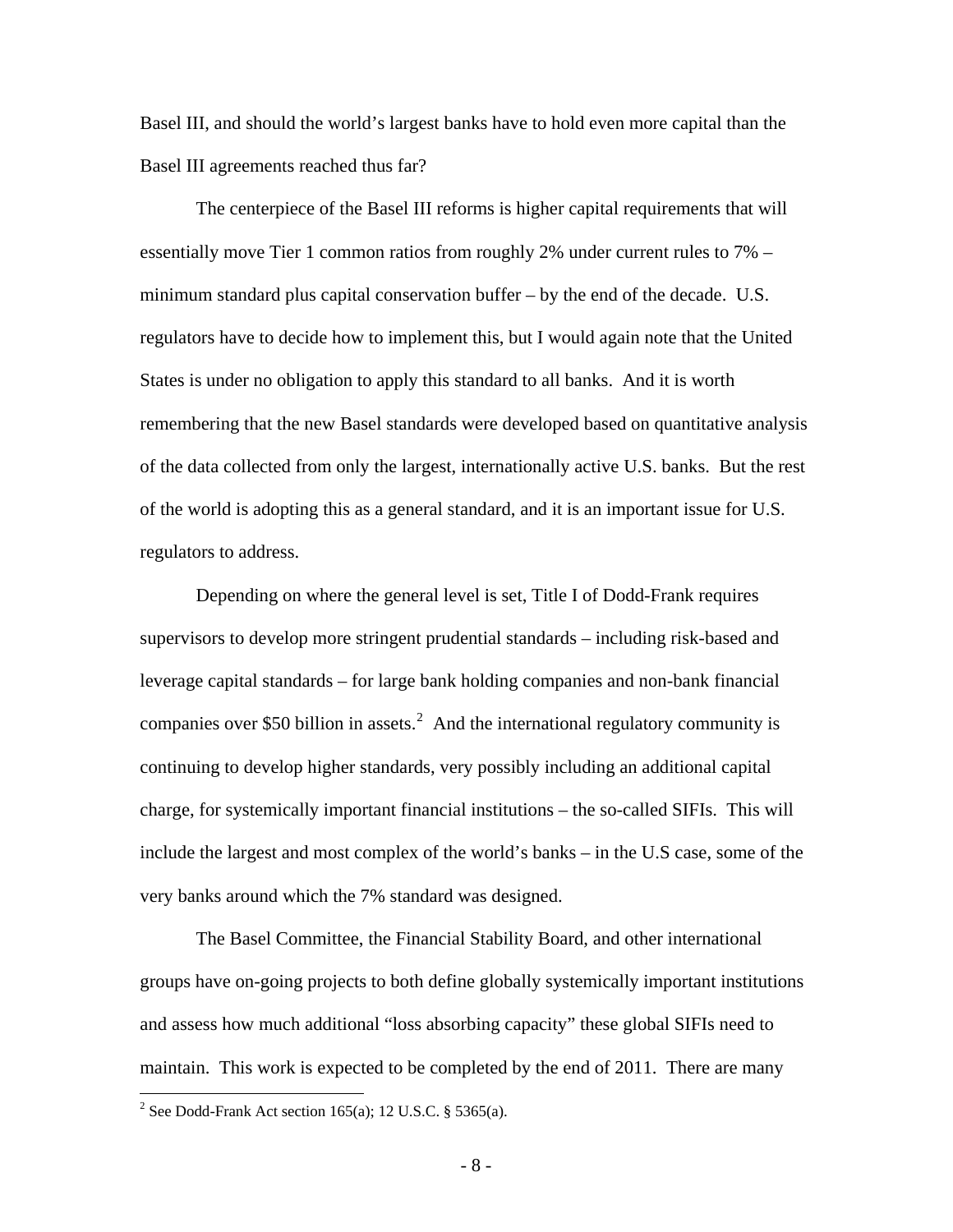Basel III, and should the world's largest banks have to hold even more capital than the Basel III agreements reached thus far?

The centerpiece of the Basel III reforms is higher capital requirements that will essentially move Tier 1 common ratios from roughly 2% under current rules to 7% – minimum standard plus capital conservation buffer – by the end of the decade. U.S. regulators have to decide how to implement this, but I would again note that the United States is under no obligation to apply this standard to all banks. And it is worth remembering that the new Basel standards were developed based on quantitative analysis of the data collected from only the largest, internationally active U.S. banks. But the rest of the world is adopting this as a general standard, and it is an important issue for U.S. regulators to address.

Depending on where the general level is set, Title I of Dodd-Frank requires supervisors to develop more stringent prudential standards – including risk-based and leverage capital standards – for large bank holding companies and non-bank financial companies over $50 billion in assets.[2] And the international regulatory community is continuing to develop higher standards, very possibly including an additional capital charge, for systemically important financial institutions – the so-called SIFIs. This will include the largest and most complex of the world's banks – in the U.S case, some of the very banks around which the 7% standard was designed.

The Basel Committee, the Financial Stability Board, and other international groups have on-going projects to both define globally systemically important institutions and assess how much additional "loss absorbing capacity" these global SIFIs need to maintain. This work is expected to be completed by the end of 2011. There are many

[2] See Dodd-Frank Act section 165(a); 12 U.S.C. § 5365(a).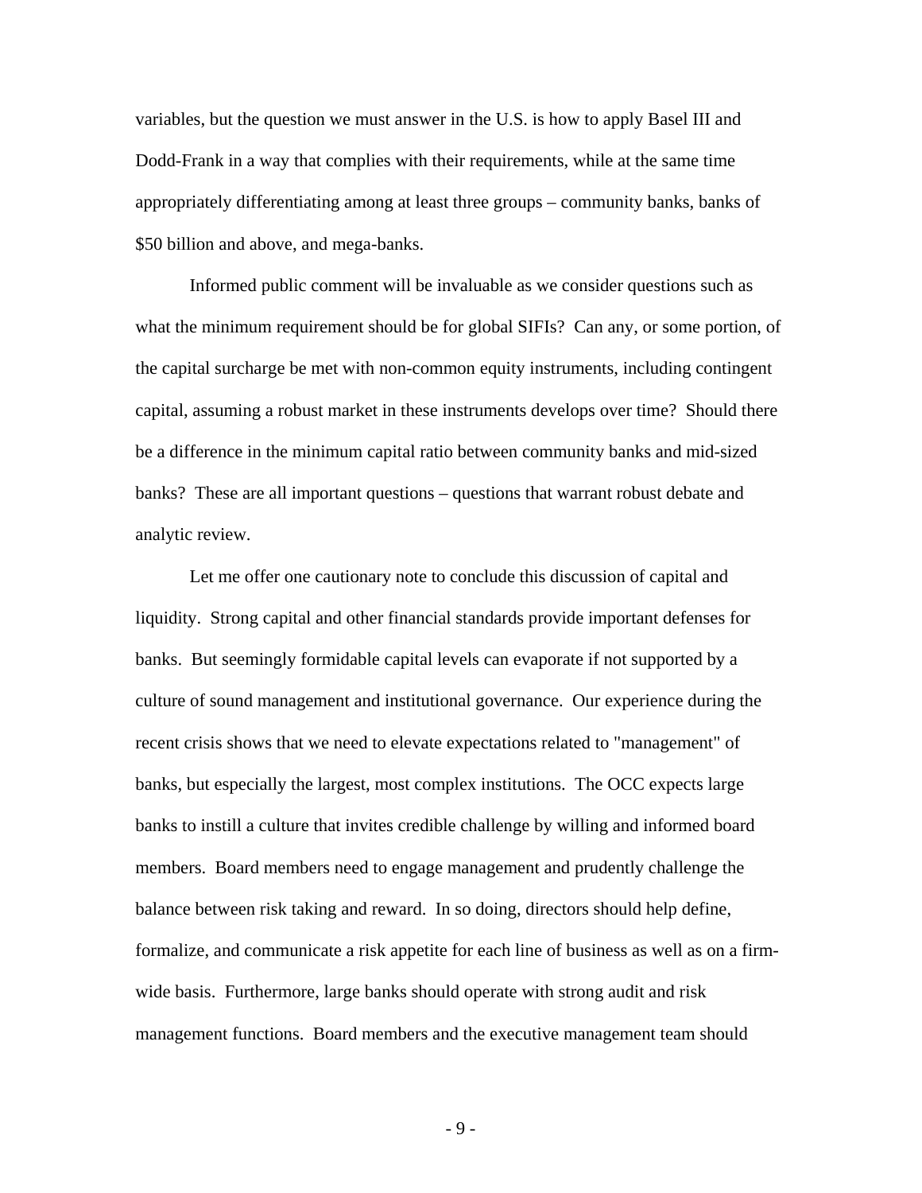variables, but the question we must answer in the U.S. is how to apply Basel III and Dodd-Frank in a way that complies with their requirements, while at the same time appropriately differentiating among at least three groups – community banks, banks of $50 billion and above, and mega-banks.

Informed public comment will be invaluable as we consider questions such as what the minimum requirement should be for global SIFIs? Can any, or some portion, of the capital surcharge be met with non-common equity instruments, including contingent capital, assuming a robust market in these instruments develops over time? Should there be a difference in the minimum capital ratio between community banks and mid-sized banks? These are all important questions – questions that warrant robust debate and analytic review.

Let me offer one cautionary note to conclude this discussion of capital and liquidity. Strong capital and other financial standards provide important defenses for banks. But seemingly formidable capital levels can evaporate if not supported by a culture of sound management and institutional governance. Our experience during the recent crisis shows that we need to elevate expectations related to "management" of banks, but especially the largest, most complex institutions. The OCC expects large banks to instill a culture that invites credible challenge by willing and informed board members. Board members need to engage management and prudently challenge the balance between risk taking and reward. In so doing, directors should help define, formalize, and communicate a risk appetite for each line of business as well as on a firm-wide basis. Furthermore, large banks should operate with strong audit and risk management functions. Board members and the executive management team should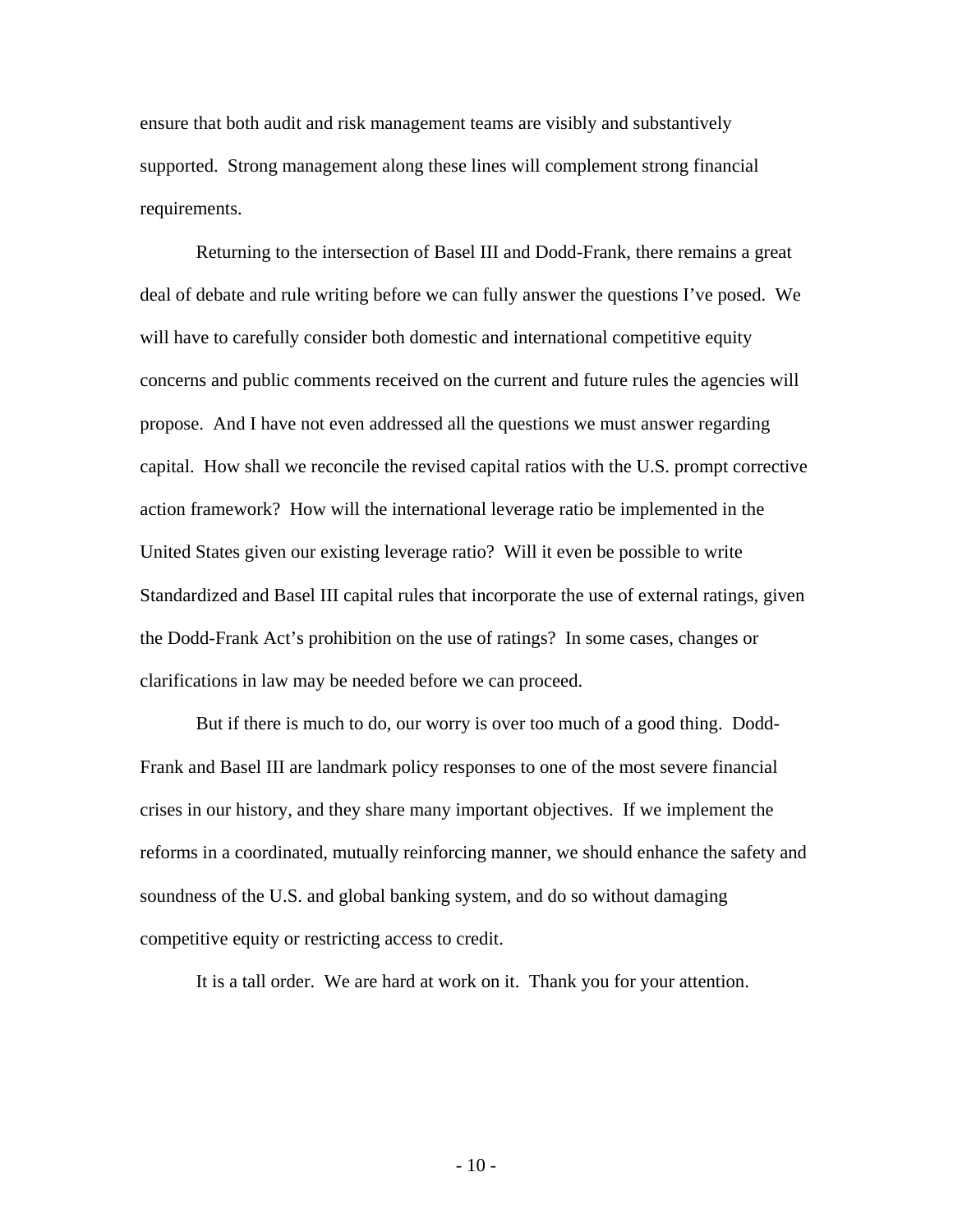ensure that both audit and risk management teams are visibly and substantively supported. Strong management along these lines will complement strong financial requirements.

Returning to the intersection of Basel III and Dodd-Frank, there remains a great deal of debate and rule writing before we can fully answer the questions I've posed. We will have to carefully consider both domestic and international competitive equity concerns and public comments received on the current and future rules the agencies will propose. And I have not even addressed all the questions we must answer regarding capital. How shall we reconcile the revised capital ratios with the U.S. prompt corrective action framework? How will the international leverage ratio be implemented in the United States given our existing leverage ratio? Will it even be possible to write Standardized and Basel III capital rules that incorporate the use of external ratings, given the Dodd-Frank Act's prohibition on the use of ratings? In some cases, changes or clarifications in law may be needed before we can proceed.

But if there is much to do, our worry is over too much of a good thing. Dodd-Frank and Basel III are landmark policy responses to one of the most severe financial crises in our history, and they share many important objectives. If we implement the reforms in a coordinated, mutually reinforcing manner, we should enhance the safety and soundness of the U.S. and global banking system, and do so without damaging competitive equity or restricting access to credit.

It is a tall order. We are hard at work on it. Thank you for your attention.